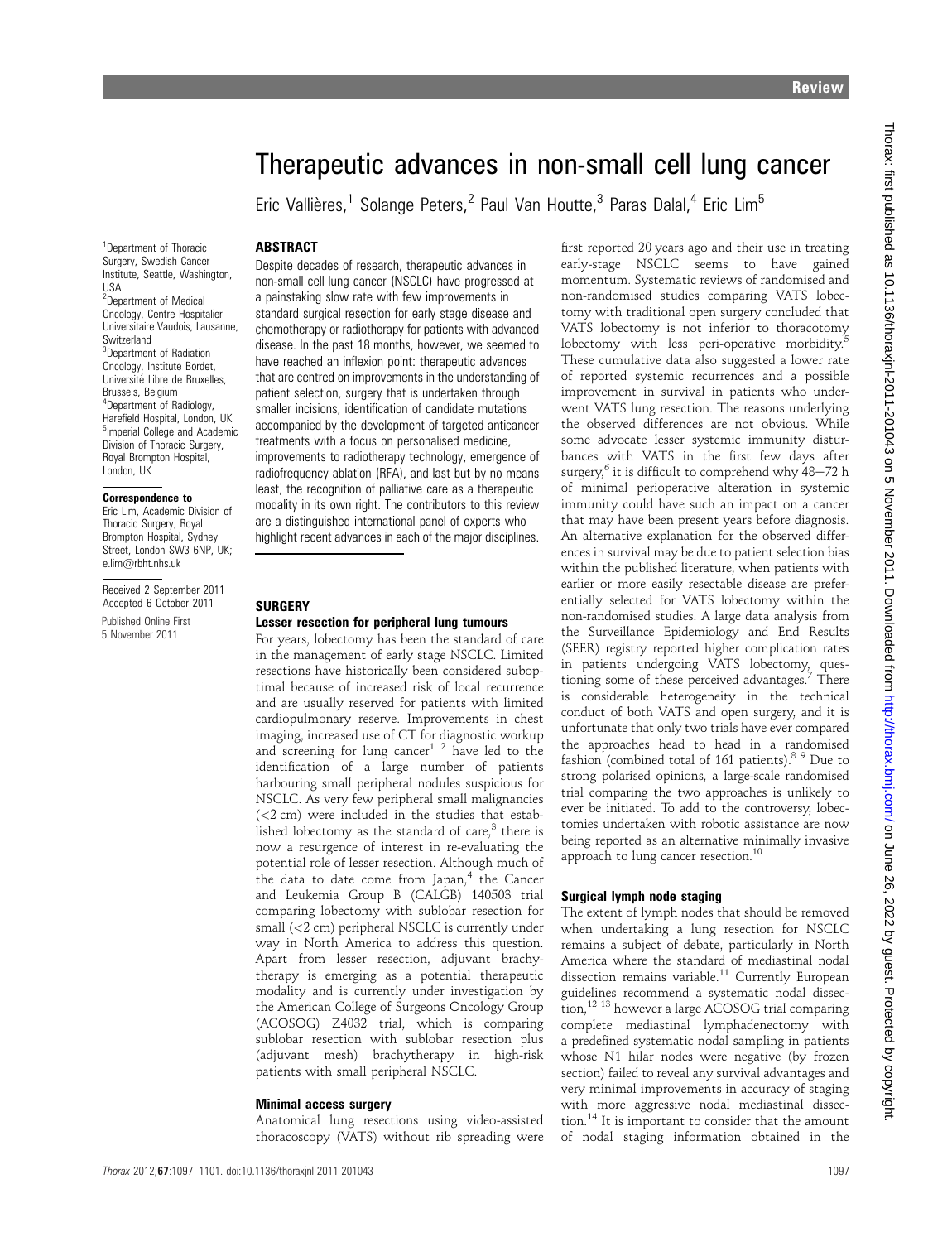# Therapeutic advances in non-small cell lung cancer

Eric Vallières,[1] Solange Peters,[2] Paul Van Houtte,[3] Paras Dalal,[4] Eric Lim[5]

[1]Department of Thoracic Surgery, Swedish Cancer Institute, Seattle, Washington, USA
[2]Department of Medical Oncology, Centre Hospitalier Universitaire Vaudois, Lausanne, Switzerland
[3]Department of Radiation Oncology, Institute Bordet, Université Libre de Bruxelles, Brussels, Belgium
[4]Department of Radiology, Harefield Hospital, London, UK
[5]Imperial College and Academic Division of Thoracic Surgery, Royal Brompton Hospital, London, UK

**Correspondence to**
Eric Lim, Academic Division of Thoracic Surgery, Royal Brompton Hospital, Sydney Street, London SW3 6NP, UK; e.lim@rbht.nhs.uk

Received 2 September 2011
Accepted 6 October 2011
Published Online First 5 November 2011

## ABSTRACT

Despite decades of research, therapeutic advances in non-small cell lung cancer (NSCLC) have progressed at a painstaking slow rate with few improvements in standard surgical resection for early stage disease and chemotherapy or radiotherapy for patients with advanced disease. In the past 18 months, however, we seemed to have reached an inflexion point: therapeutic advances that are centred on improvements in the understanding of patient selection, surgery that is undertaken through smaller incisions, identification of candidate mutations accompanied by the development of targeted anticancer treatments with a focus on personalised medicine, improvements to radiotherapy technology, emergence of radiofrequency ablation (RFA), and last but by no means least, the recognition of palliative care as a therapeutic modality in its own right. The contributors to this review are a distinguished international panel of experts who highlight recent advances in each of the major disciplines.

## SURGERY

### Lesser resection for peripheral lung tumours

For years, lobectomy has been the standard of care in the management of early stage NSCLC. Limited resections have historically been considered suboptimal because of increased risk of local recurrence and are usually reserved for patients with limited cardiopulmonary reserve. Improvements in chest imaging, increased use of CT for diagnostic workup and screening for lung cancer[1 2] have led to the identification of a large number of patients harbouring small peripheral nodules suspicious for NSCLC. As very few peripheral small malignancies (<2 cm) were included in the studies that established lobectomy as the standard of care,[3] there is now a resurgence of interest in re-evaluating the potential role of lesser resection. Although much of the data to date come from Japan,[4] the Cancer and Leukemia Group B (CALGB) 140503 trial comparing lobectomy with sublobar resection for small (<2 cm) peripheral NSCLC is currently under way in North America to address this question. Apart from lesser resection, adjuvant brachytherapy is emerging as a potential therapeutic modality and is currently under investigation by the American College of Surgeons Oncology Group (ACOSOG) Z4032 trial, which is comparing sublobar resection with sublobar resection plus (adjuvant mesh) brachytherapy in high-risk patients with small peripheral NSCLC.

### Minimal access surgery

Anatomical lung resections using video-assisted thoracoscopy (VATS) without rib spreading were first reported 20 years ago and their use in treating early-stage NSCLC seems to have gained momentum. Systematic reviews of randomised and non-randomised studies comparing VATS lobectomy with traditional open surgery concluded that VATS lobectomy is not inferior to thoracotomy lobectomy with less peri-operative morbidity.[5] These cumulative data also suggested a lower rate of reported systemic recurrences and a possible improvement in survival in patients who underwent VATS lung resection. The reasons underlying the observed differences are not obvious. While some advocate lesser systemic immunity disturbances with VATS in the first few days after surgery,[6] it is difficult to comprehend why 48–72 h of minimal perioperative alteration in systemic immunity could have such an impact on a cancer that may have been present years before diagnosis. An alternative explanation for the observed differences in survival may be due to patient selection bias within the published literature, when patients with earlier or more easily resectable disease are preferentially selected for VATS lobectomy within the non-randomised studies. A large data analysis from the Surveillance Epidemiology and End Results (SEER) registry reported higher complication rates in patients undergoing VATS lobectomy, questioning some of these perceived advantages.[7] There is considerable heterogeneity in the technical conduct of both VATS and open surgery, and it is unfortunate that only two trials have ever compared the approaches head to head in a randomised fashion (combined total of 161 patients).[8 9] Due to strong polarised opinions, a large-scale randomised trial comparing the two approaches is unlikely to ever be initiated. To add to the controversy, lobectomies undertaken with robotic assistance are now being reported as an alternative minimally invasive approach to lung cancer resection.[10]

### Surgical lymph node staging

The extent of lymph nodes that should be removed when undertaking a lung resection for NSCLC remains a subject of debate, particularly in North America where the standard of mediastinal nodal dissection remains variable.[11] Currently European guidelines recommend a systematic nodal dissection,[12 13] however a large ACOSOG trial comparing complete mediastinal lymphadenectomy with a predefined systematic nodal sampling in patients whose N1 hilar nodes were negative (by frozen section) failed to reveal any survival advantages and very minimal improvements in accuracy of staging with more aggressive nodal mediastinal dissection.[14] It is important to consider that the amount of nodal staging information obtained in the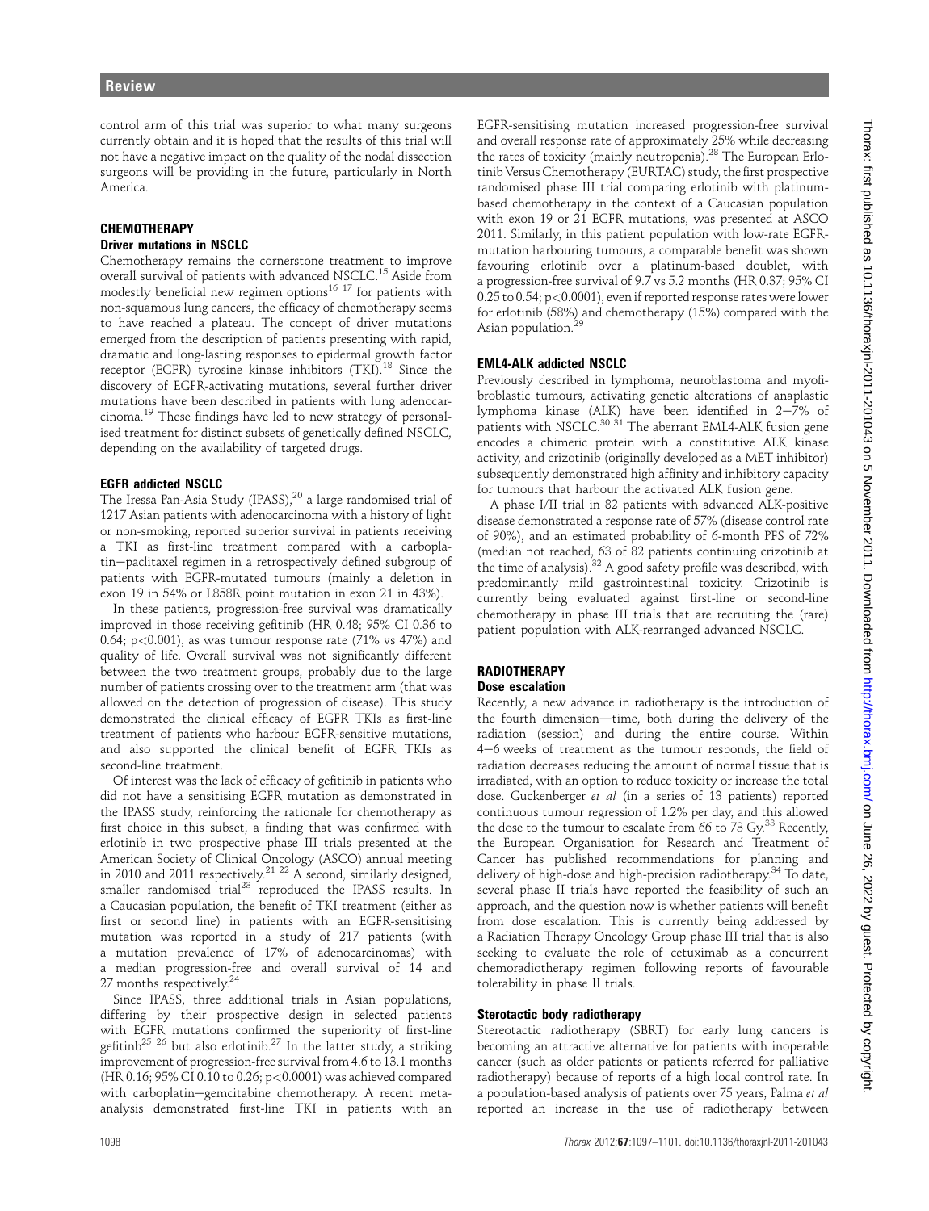control arm of this trial was superior to what many surgeons currently obtain and it is hoped that the results of this trial will not have a negative impact on the quality of the nodal dissection surgeons will be providing in the future, particularly in North America.

## CHEMOTHERAPY

### Driver mutations in NSCLC

Chemotherapy remains the cornerstone treatment to improve overall survival of patients with advanced NSCLC.[15] Aside from modestly beneficial new regimen options[16 17] for patients with non-squamous lung cancers, the efficacy of chemotherapy seems to have reached a plateau. The concept of driver mutations emerged from the description of patients presenting with rapid, dramatic and long-lasting responses to epidermal growth factor receptor (EGFR) tyrosine kinase inhibitors (TKI).[18] Since the discovery of EGFR-activating mutations, several further driver mutations have been described in patients with lung adenocarcinoma.[19] These findings have led to new strategy of personalised treatment for distinct subsets of genetically defined NSCLC, depending on the availability of targeted drugs.

### EGFR addicted NSCLC

The Iressa Pan-Asia Study (IPASS),[20] a large randomised trial of 1217 Asian patients with adenocarcinoma with a history of light or non-smoking, reported superior survival in patients receiving a TKI as first-line treatment compared with a carboplatin–paclitaxel regimen in a retrospectively defined subgroup of patients with EGFR-mutated tumours (mainly a deletion in exon 19 in 54% or L858R point mutation in exon 21 in 43%).

In these patients, progression-free survival was dramatically improved in those receiving gefitinib (HR 0.48; 95% CI 0.36 to 0.64; $p<0.001$), as was tumour response rate (71% vs 47%) and quality of life. Overall survival was not significantly different between the two treatment groups, probably due to the large number of patients crossing over to the treatment arm (that was allowed on the detection of progression of disease). This study demonstrated the clinical efficacy of EGFR TKIs as first-line treatment of patients who harbour EGFR-sensitive mutations, and also supported the clinical benefit of EGFR TKIs as second-line treatment.

Of interest was the lack of efficacy of gefitinib in patients who did not have a sensitising EGFR mutation as demonstrated in the IPASS study, reinforcing the rationale for chemotherapy as first choice in this subset, a finding that was confirmed with erlotinib in two prospective phase III trials presented at the American Society of Clinical Oncology (ASCO) annual meeting in 2010 and 2011 respectively.[21 22] A second, similarly designed, smaller randomised trial[23] reproduced the IPASS results. In a Caucasian population, the benefit of TKI treatment (either as first or second line) in patients with an EGFR-sensitising mutation was reported in a study of 217 patients (with a mutation prevalence of 17% of adenocarcinomas) with a median progression-free and overall survival of 14 and 27 months respectively.[24]

Since IPASS, three additional trials in Asian populations, differing by their prospective design in selected patients with EGFR mutations confirmed the superiority of first-line gefitinb[25 26] but also erlotinib.[27] In the latter study, a striking improvement of progression-free survival from 4.6 to 13.1 months (HR 0.16; 95% CI 0.10 to 0.26; $p<0.0001$) was achieved compared with carboplatin–gemcitabine chemotherapy. A recent meta-analysis demonstrated first-line TKI in patients with an EGFR-sensitising mutation increased progression-free survival and overall response rate of approximately 25% while decreasing the rates of toxicity (mainly neutropenia).[28] The European Erlotinib Versus Chemotherapy (EURTAC) study, the first prospective randomised phase III trial comparing erlotinib with platinum-based chemotherapy in the context of a Caucasian population with exon 19 or 21 EGFR mutations, was presented at ASCO 2011. Similarly, in this patient population with low-rate EGFR-mutation harbouring tumours, a comparable benefit was shown favouring erlotinib over a platinum-based doublet, with a progression-free survival of 9.7 vs 5.2 months (HR 0.37; 95% CI 0.25 to 0.54; $p<0.0001$), even if reported response rates were lower for erlotinib (58%) and chemotherapy (15%) compared with the Asian population.[29]

### EML4-ALK addicted NSCLC

Previously described in lymphoma, neuroblastoma and myofibroblastic tumours, activating genetic alterations of anaplastic lymphoma kinase (ALK) have been identified in 2–7% of patients with NSCLC.[30 31] The aberrant EML4-ALK fusion gene encodes a chimeric protein with a constitutive ALK kinase activity, and crizotinib (originally developed as a MET inhibitor) subsequently demonstrated high affinity and inhibitory capacity for tumours that harbour the activated ALK fusion gene.

A phase I/II trial in 82 patients with advanced ALK-positive disease demonstrated a response rate of 57% (disease control rate of 90%), and an estimated probability of 6-month PFS of 72% (median not reached, 63 of 82 patients continuing crizotinib at the time of analysis).[32] A good safety profile was described, with predominantly mild gastrointestinal toxicity. Crizotinib is currently being evaluated against first-line or second-line chemotherapy in phase III trials that are recruiting the (rare) patient population with ALK-rearranged advanced NSCLC.

## RADIOTHERAPY

### Dose escalation

Recently, a new advance in radiotherapy is the introduction of the fourth dimension—time, both during the delivery of the radiation (session) and during the entire course. Within 4–6 weeks of treatment as the tumour responds, the field of radiation decreases reducing the amount of normal tissue that is irradiated, with an option to reduce toxicity or increase the total dose. Guckenberger *et al* (in a series of 13 patients) reported continuous tumour regression of 1.2% per day, and this allowed the dose to the tumour to escalate from 66 to 73 Gy.[33] Recently, the European Organisation for Research and Treatment of Cancer has published recommendations for planning and delivery of high-dose and high-precision radiotherapy.[34] To date, several phase II trials have reported the feasibility of such an approach, and the question now is whether patients will benefit from dose escalation. This is currently being addressed by a Radiation Therapy Oncology Group phase III trial that is also seeking to evaluate the role of cetuximab as a concurrent chemoradiotherapy regimen following reports of favourable tolerability in phase II trials.

### Sterotactic body radiotherapy

Stereotactic radiotherapy (SBRT) for early lung cancers is becoming an attractive alternative for patients with inoperable cancer (such as older patients or patients referred for palliative radiotherapy) because of reports of a high local control rate. In a population-based analysis of patients over 75 years, Palma *et al* reported an increase in the use of radiotherapy between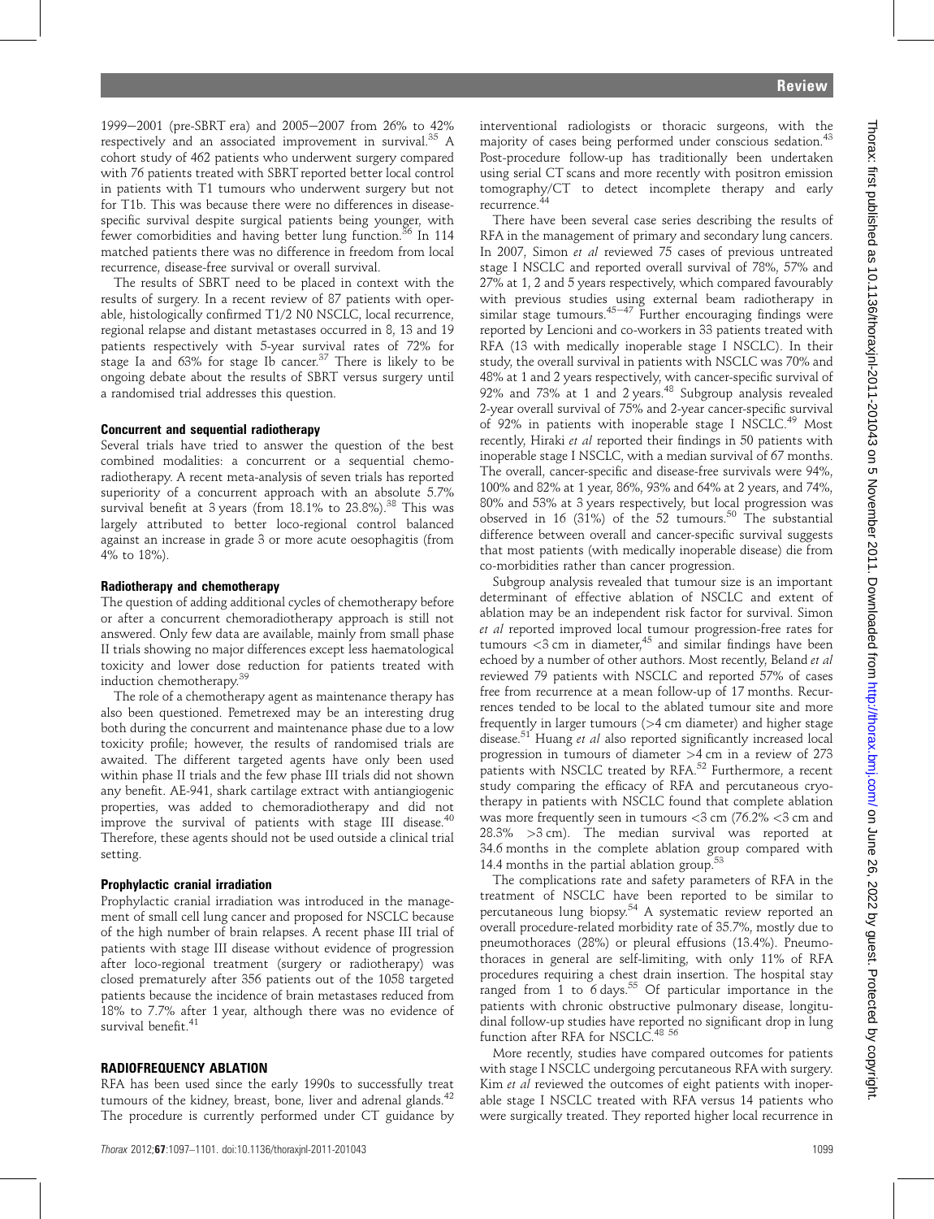1999–2001 (pre-SBRT era) and 2005–2007 from 26% to 42% respectively and an associated improvement in survival.[35] A cohort study of 462 patients who underwent surgery compared with 76 patients treated with SBRT reported better local control in patients with T1 tumours who underwent surgery but not for T1b. This was because there were no differences in disease-specific survival despite surgical patients being younger, with fewer comorbidities and having better lung function.[36] In 114 matched patients there was no difference in freedom from local recurrence, disease-free survival or overall survival.

The results of SBRT need to be placed in context with the results of surgery. In a recent review of 87 patients with operable, histologically confirmed T1/2 N0 NSCLC, local recurrence, regional relapse and distant metastases occurred in 8, 13 and 19 patients respectively with 5-year survival rates of 72% for stage Ia and 63% for stage Ib cancer.[37] There is likely to be ongoing debate about the results of SBRT versus surgery until a randomised trial addresses this question.

### Concurrent and sequential radiotherapy

Several trials have tried to answer the question of the best combined modalities: a concurrent or a sequential chemoradiotherapy. A recent meta-analysis of seven trials has reported superiority of a concurrent approach with an absolute 5.7% survival benefit at 3 years (from 18.1% to 23.8%).[38] This was largely attributed to better loco-regional control balanced against an increase in grade 3 or more acute oesophagitis (from 4% to 18%).

### Radiotherapy and chemotherapy

The question of adding additional cycles of chemotherapy before or after a concurrent chemoradiotherapy approach is still not answered. Only few data are available, mainly from small phase II trials showing no major differences except less haematological toxicity and lower dose reduction for patients treated with induction chemotherapy.[39]

The role of a chemotherapy agent as maintenance therapy has also been questioned. Pemetrexed may be an interesting drug both during the concurrent and maintenance phase due to a low toxicity profile; however, the results of randomised trials are awaited. The different targeted agents have only been used within phase II trials and the few phase III trials did not shown any benefit. AE-941, shark cartilage extract with antiangiogenic properties, was added to chemoradiotherapy and did not improve the survival of patients with stage III disease.[40] Therefore, these agents should not be used outside a clinical trial setting.

### Prophylactic cranial irradiation

Prophylactic cranial irradiation was introduced in the management of small cell lung cancer and proposed for NSCLC because of the high number of brain relapses. A recent phase III trial of patients with stage III disease without evidence of progression after loco-regional treatment (surgery or radiotherapy) was closed prematurely after 356 patients out of the 1058 targeted patients because the incidence of brain metastases reduced from 18% to 7.7% after 1 year, although there was no evidence of survival benefit.[41]

## RADIOFREQUENCY ABLATION

RFA has been used since the early 1990s to successfully treat tumours of the kidney, breast, bone, liver and adrenal glands.[42] The procedure is currently performed under CT guidance by interventional radiologists or thoracic surgeons, with the majority of cases being performed under conscious sedation.[43] Post-procedure follow-up has traditionally been undertaken using serial CT scans and more recently with positron emission tomography/CT to detect incomplete therapy and early recurrence.[44]

There have been several case series describing the results of RFA in the management of primary and secondary lung cancers. In 2007, Simon *et al* reviewed 75 cases of previous untreated stage I NSCLC and reported overall survival of 78%, 57% and 27% at 1, 2 and 5 years respectively, which compared favourably with previous studies using external beam radiotherapy in similar stage tumours.[45–47] Further encouraging findings were reported by Lencioni and co-workers in 33 patients treated with RFA (13 with medically inoperable stage I NSCLC). In their study, the overall survival in patients with NSCLC was 70% and 48% at 1 and 2 years respectively, with cancer-specific survival of 92% and 73% at 1 and 2 years.[48] Subgroup analysis revealed 2-year overall survival of 75% and 2-year cancer-specific survival of 92% in patients with inoperable stage I NSCLC.[49] Most recently, Hiraki *et al* reported their findings in 50 patients with inoperable stage I NSCLC, with a median survival of 67 months. The overall, cancer-specific and disease-free survivals were 94%, 100% and 82% at 1 year, 86%, 93% and 64% at 2 years, and 74%, 80% and 53% at 3 years respectively, but local progression was observed in 16 (31%) of the 52 tumours.[50] The substantial difference between overall and cancer-specific survival suggests that most patients (with medically inoperable disease) die from co-morbidities rather than cancer progression.

Subgroup analysis revealed that tumour size is an important determinant of effective ablation of NSCLC and extent of ablation may be an independent risk factor for survival. Simon *et al* reported improved local tumour progression-free rates for tumours <3 cm in diameter,[45] and similar findings have been echoed by a number of other authors. Most recently, Beland *et al* reviewed 79 patients with NSCLC and reported 57% of cases free from recurrence at a mean follow-up of 17 months. Recurrences tended to be local to the ablated tumour site and more frequently in larger tumours (>4 cm diameter) and higher stage disease.[51] Huang *et al* also reported significantly increased local progression in tumours of diameter >4 cm in a review of 273 patients with NSCLC treated by RFA.[52] Furthermore, a recent study comparing the efficacy of RFA and percutaneous cryotherapy in patients with NSCLC found that complete ablation was more frequently seen in tumours <3 cm (76.2% <3 cm and 28.3% >3 cm). The median survival was reported at 34.6 months in the complete ablation group compared with 14.4 months in the partial ablation group.[53]

The complications rate and safety parameters of RFA in the treatment of NSCLC have been reported to be similar to percutaneous lung biopsy.[54] A systematic review reported an overall procedure-related morbidity rate of 35.7%, mostly due to pneumothoraces (28%) or pleural effusions (13.4%). Pneumothoraces in general are self-limiting, with only 11% of RFA procedures requiring a chest drain insertion. The hospital stay ranged from 1 to 6 days.[55] Of particular importance in the patients with chronic obstructive pulmonary disease, longitudinal follow-up studies have reported no significant drop in lung function after RFA for NSCLC.[48 56]

More recently, studies have compared outcomes for patients with stage I NSCLC undergoing percutaneous RFA with surgery. Kim *et al* reviewed the outcomes of eight patients with inoperable stage I NSCLC treated with RFA versus 14 patients who were surgically treated. They reported higher local recurrence in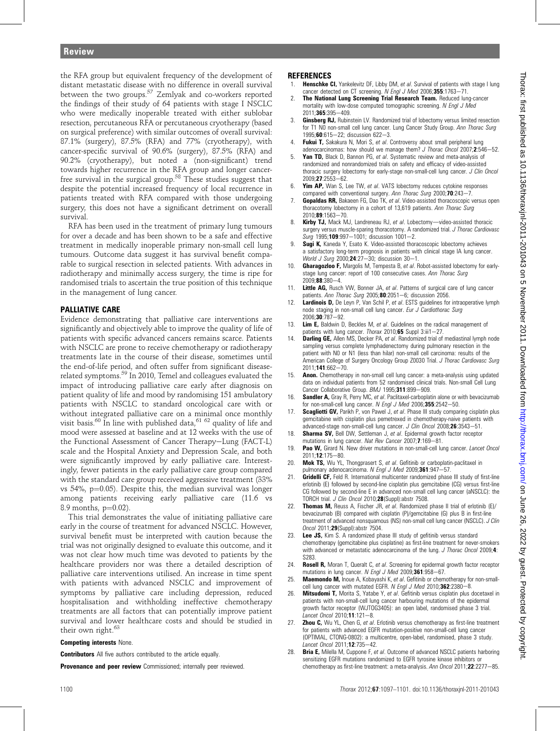the RFA group but equivalent frequency of the development of distant metastatic disease with no difference in overall survival between the two groups.[57] Zemlyak and co-workers reported the findings of their study of 64 patients with stage I NSCLC who were medically inoperable treated with either sublobar resection, percutaneous RFA or percutaneous cryotherapy (based on surgical preference) with similar outcomes of overall survival: 87.1% (surgery), 87.5% (RFA) and 77% (cryotherapy), with cancer-specific survival of 90.6% (surgery), 87.5% (RFA) and 90.2% (cryotherapy), but noted a (non-significant) trend towards higher recurrence in the RFA group and longer cancer-free survival in the surgical group.[58] These studies suggest that despite the potential increased frequency of local recurrence in patients treated with RFA compared with those undergoing surgery, this does not have a significant detriment on overall survival.

RFA has been used in the treatment of primary lung tumours for over a decade and has been shown to be a safe and effective treatment in medically inoperable primary non-small cell lung tumours. Outcome data suggest it has survival benefit comparable to surgical resection in selected patients. With advances in radiotherapy and minimally access surgery, the time is ripe for randomised trials to ascertain the true position of this technique in the management of lung cancer.

## PALLIATIVE CARE

Evidence demonstrating that palliative care interventions are significantly and objectively able to improve the quality of life of patients with specific advanced cancers remains scarce. Patients with NSCLC are prone to receive chemotherapy or radiotherapy treatments late in the course of their disease, sometimes until the end-of-life period, and often suffer from significant disease-related symptoms.[59] In 2010, Temel and colleagues evaluated the impact of introducing palliative care early after diagnosis on patient quality of life and mood by randomising 151 ambulatory patients with NSCLC to standard oncological care with or without integrated palliative care on a minimal once monthly visit basis.[60] In line with published data,[61 62] quality of life and mood were assessed at baseline and at 12 weeks with the use of the Functional Assessment of Cancer Therapy–Lung (FACT-L) scale and the Hospital Anxiety and Depression Scale, and both were significantly improved by early palliative care. Interestingly, fewer patients in the early palliative care group compared with the standard care group received aggressive treatment (33% vs 54%, p=0.05). Despite this, the median survival was longer among patients receiving early palliative care (11.6 vs 8.9 months, p=0.02).

This trial demonstrates the value of initiating palliative care early in the course of treatment for advanced NSCLC. However, survival benefit must be interpreted with caution because the trial was not originally designed to evaluate this outcome, and it was not clear how much time was devoted to patients by the healthcare providers nor was there a detailed description of palliative care interventions utilised. An increase in time spent with patients with advanced NSCLC and improvement of symptoms by palliative care including depression, reduced hospitalisation and withholding ineffective chemotherapy treatments are all factors that can potentially improve patient survival and lower healthcare costs and should be studied in their own right.[63]

**Competing interests** None.

**Contributors** All five authors contributed to the article equally.

**Provenance and peer review** Commissioned; internally peer reviewed.

## REFERENCES

1. **Henschke CI**, Yankelevitz DF, Libby DM, *et al*. Survival of patients with stage I lung cancer detected on CT screening. *N Engl J Med* 2006;**355**:1763–71.
2. **The National Lung Screening Trial Research Team.** Reduced lung-cancer mortality with low-dose computed tomographic screening. *N Engl J Med* 2011;**365**:395–409.
3. **Ginsberg RJ**, Rubinstein LV. Randomized trial of lobectomy versus limited resection for T1 N0 non-small cell lung cancer. Lung Cancer Study Group. *Ann Thorac Surg* 1995;**60**:615–22; discussion 622–3.
4. **Fukui T**, Sakakura N, Mori S, *et al*. Controversy about small peripheral lung adenocarcinomas: how should we manage them? *J Thorac Oncol* 2007;**2**:546–52.
5. **Yan TD**, Black D, Bannon PG, *et al*. Systematic review and meta-analysis of randomized and nonrandomized trials on safety and efficacy of video-assisted thoracic surgery lobectomy for early-stage non-small-cell lung cancer. *J Clin Oncol* 2009;**27**:2553–62.
6. **Yim AP**, Wan S, Lee TW, *et al*. VATS lobectomy reduces cytokine responses compared with conventional surgery. *Ann Thorac Surg* 2000;**70**:243–7.
7. **Gopaldas RR**, Bakaeen FG, Dao TK, *et al*. Video-assisted thoracoscopic versus open thoracotomy lobectomy in a cohort of 13,619 patients. *Ann Thorac Surg* 2010;**89**:1563–70.
8. **Kirby TJ**, Mack MJ, Landreneau RJ, *et al*. Lobectomy—video-assisted thoracic surgery versus muscle-sparing thoracotomy. A randomized trial. *J Thorac Cardiovasc Surg* 1995;**109**:997–1001; discussion 1001–2.
9. **Sugi K**, Kaneda Y, Esato K. Video-assisted thoracoscopic lobectomy achieves a satisfactory long-term prognosis in patients with clinical stage IA lung cancer. *World J Surg* 2000;**24**:27–30; discussion 30–1.
10. **Gharagozloo F**, Margolis M, Tempesta B, *et al*. Robot-assisted lobectomy for early-stage lung cancer: report of 100 consecutive cases. *Ann Thorac Surg* 2009;**88**:380–4.
11. **Little AG**, Rusch VW, Bonner JA, *et al*. Patterns of surgical care of lung cancer patients. *Ann Thorac Surg* 2005;**80**:2051–6; discussion 2056.
12. **Lardinois D**, De Leyn P, Van Schil P, *et al*. ESTS guidelines for intraoperative lymph node staging in non-small cell lung cancer. *Eur J Cardiothorac Surg* 2006;**30**:787–92.
13. **Lim E**, Baldwin D, Beckles M, *et al*. Guidelines on the radical management of patients with lung cancer. *Thorax* 2010;**65** Suppl 3:iii1–27.
14. **Darling GE**, Allen MS, Decker PA, *et al*. Randomized trial of mediastinal lymph node sampling versus complete lymphadenectomy during pulmonary resection in the patient with N0 or N1 (less than hilar) non-small cell carcinoma: results of the American College of Surgery Oncology Group Z0030 Trial. *J Thorac Cardiovasc Surg* 2011;**141**:662–70.
15. **Anon.** Chemotherapy in non-small cell lung cancer: a meta-analysis using updated data on individual patients from 52 randomised clinical trials. Non-small Cell Lung Cancer Collaborative Group. *BMJ* 1995;**311**:899–909.
16. **Sandler A**, Gray R, Perry MC, *et al*. Paclitaxel-carboplatin alone or with bevacizumab for non-small-cell lung cancer. *N Engl J Med* 2006;**355**:2542–50.
17. **Scagliotti GV**, Parikh P, von Pawel J, *et al*. Phase III study comparing cisplatin plus gemcitabine with cisplatin plus pemetrexed in chemotherapy-naive patients with advanced-stage non-small-cell lung cancer. *J Clin Oncol* 2008;**26**:3543–51.
18. **Sharma SV**, Bell DW, Settleman J, *et al*. Epidermal growth factor receptor mutations in lung cancer. *Nat Rev Cancer* 2007;**7**:169–81.
19. **Pao W**, Girard N. New driver mutations in non-small-cell lung cancer. *Lancet Oncol* 2011;**12**:175–80.
20. **Mok TS**, Wu YL, Thongprasert S, *et al*. Gefitinib or carboplatin-paclitaxel in pulmonary adenocarcinoma. *N Engl J Med* 2009;**361**:947–57.
21. **Gridelli CF**, Feld R. International multicenter randomized phase III study of first-line erlotinib (E) followed by second-line cisplatin plus gemcitabine (CG) versus first-line CG followed by second-line E in advanced non-small cell lung cancer (aNSCLC): the TORCH trial. *J Clin Oncol* 2010;**28**(Suppl):abstr 7508.
22. **Thomas M**, Reuss A, Fischer JR, *et al*. Randomized phase II trial of erlotinib (E)/bevacizumab (B) compared with cisplatin (P)/gemcitabine (G) plus B in first-line treatment of advanced nonsquamous (NS) non-small cell lung cancer (NSCLC). *J Clin Oncol* 2011;**29**(Suppl):abstr 7504.
23. **Lee JS**, Kim S. A randomized phase III study of gefitinib versus standard chemotherapy (gemcitabine plus cisplatine) as first-line treatment for never-smokers with advanced or metastatic adenocarcinoma of the lung. *J Thorac Oncol* 2009;**4**:S283.
24. **Rosell R**, Moran T, Queralt C, *et al*. Screening for epidermal growth factor receptor mutations in lung cancer. *N Engl J Med* 2009;**361**:958–67.
25. **Maemondo M**, Inoue A, Kobayashi K, *et al*. Gefitinib or chemotherapy for non-small-cell lung cancer with mutated EGFR. *N Engl J Med* 2010;**362**:2380–8.
26. **Mitsudomi T**, Morita S, Yatabe Y, *et al*. Gefitinib versus cisplatin plus docetaxel in patients with non-small-cell lung cancer harbouring mutations of the epidermal growth factor receptor (WJTOG3405): an open label, randomised phase 3 trial. *Lancet Oncol* 2010;**11**:121–8.
27. **Zhou C**, Wu YL, Chen G, *et al*. Erlotinib versus chemotherapy as first-line treatment for patients with advanced EGFR mutation-positive non-small-cell lung cancer (OPTIMAL, CTONG-0802): a multicentre, open-label, randomised, phase 3 study. *Lancet Oncol* 2011;**12**:735–42.
28. **Bria E**, Milella M, Cuppone F, *et al*. Outcome of advanced NSCLC patients harboring sensitizing EGFR mutations randomized to EGFR tyrosine kinase inhibitors or chemotherapy as first-line treatment: a meta-analysis. *Ann Oncol* 2011;**22**:2277–85.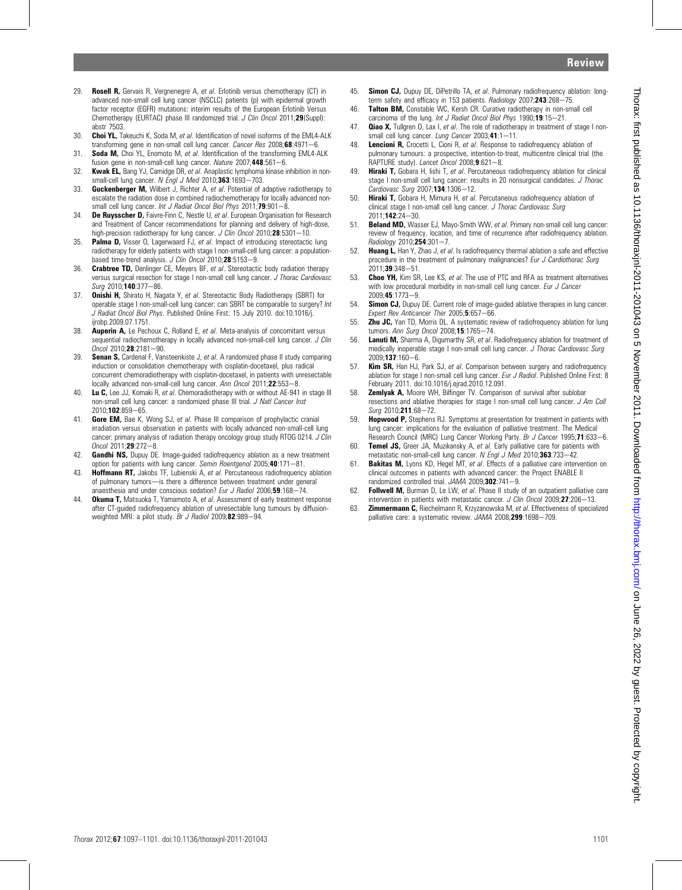29. **Rosell R,** Gervais R, Vergnenegre A, *et al*. Erlotinib versus chemotherapy (CT) in advanced non-small cell lung cancer (NSCLC) patients (p) with epidermal growth factor receptor (EGFR) mutations: interim results of the European Erlotinib Versus Chemotherapy (EURTAC) phase III randomized trial. *J Clin Oncol* 2011;**29**(Suppl): abstr 7503.
30. **Choi YL,** Takeuchi K, Soda M, *et al*. Identification of novel isoforms of the EML4-ALK transforming gene in non-small cell lung cancer. *Cancer Res* 2008;**68**:4971–6.
31. **Soda M,** Choi YL, Enomoto M, *et al*. Identification of the transforming EML4-ALK fusion gene in non-small-cell lung cancer. *Nature* 2007;**448**:561–6.
32. **Kwak EL,** Bang YJ, Camidge DR, *et al*. Anaplastic lymphoma kinase inhibition in non-small-cell lung cancer. *N Engl J Med* 2010;**363**:1693–703.
33. **Guckenberger M,** Wilbert J, Richter A, *et al*. Potential of adaptive radiotherapy to escalate the radiation dose in combined radiochemotherapy for locally advanced non-small cell lung cancer. *Int J Radiat Oncol Biol Phys* 2011;**79**:901–8.
34. **De Ruysscher D,** Faivre-Finn C, Nestle U, *et al*. European Organisation for Research and Treatment of Cancer recommendations for planning and delivery of high-dose, high-precision radiotherapy for lung cancer. *J Clin Oncol* 2010;**28**:5301–10.
35. **Palma D,** Visser O, Lagerwaard FJ, *et al*. Impact of introducing stereotactic lung radiotherapy for elderly patients with stage I non-small-cell lung cancer: a population-based time-trend analysis. *J Clin Oncol* 2010;**28**:5153–9.
36. **Crabtree TD,** Denlinger CE, Meyers BF, *et al*. Stereotactic body radiation therapy versus surgical resection for stage I non-small cell lung cancer. *J Thorac Cardiovasc Surg* 2010;**140**:377–86.
37. **Onishi H,** Shirato H, Nagata Y, *et al*. Stereotactic Body Radiotherapy (SBRT) for operable stage I non-small-cell lung cancer: can SBRT be comparable to surgery? *Int J Radiat Oncol Biol Phys*. Published Online First: 15 July 2010. doi:10.1016/j.ijrobp.2009.07.1751.
38. **Auperin A,** Le Pechoux C, Rolland E, *et al*. Meta-analysis of concomitant versus sequential radiochemotherapy in locally advanced non-small-cell lung cancer. *J Clin Oncol* 2010;**28**:2181–90.
39. **Senan S,** Cardenal F, Vansteenkiste J, *et al*. A randomized phase II study comparing induction or consolidation chemotherapy with cisplatin-docetaxel, plus radical concurrent chemoradiotherapy with cisplatin-docetaxel, in patients with unresectable locally advanced non-small-cell lung cancer. *Ann Oncol* 2011;**22**:553–8.
40. **Lu C,** Lee JJ, Komaki R, *et al*. Chemoradiotherapy with or without AE-941 in stage III non-small cell lung cancer: a randomized phase III trial. *J Natl Cancer Inst* 2010;**102**:859–65.
41. **Gore EM,** Bae K, Wong SJ, *et al*. Phase III comparison of prophylactic cranial irradiation versus observation in patients with locally advanced non-small-cell lung cancer: primary analysis of radiation therapy oncology group study RTOG 0214. *J Clin Oncol* 2011;**29**:272–8.
42. **Gandhi NS,** Dupuy DE. Image-guided radiofrequency ablation as a new treatment option for patients with lung cancer. *Semin Roentgenol* 2005;**40**:171–81.
43. **Hoffmann RT,** Jakobs TF, Lubienski A, *et al*. Percutaneous radiofrequency ablation of pulmonary tumors—is there a difference between treatment under general anaesthesia and under conscious sedation? *Eur J Radiol* 2006;**59**:168–74.
44. **Okuma T,** Matsuoka T, Yamamoto A, *et al*. Assessment of early treatment response after CT-guided radiofrequency ablation of unresectable lung tumours by diffusion-weighted MRI: a pilot study. *Br J Radiol* 2009;**82**:989–94.
45. **Simon CJ,** Dupuy DE, DiPetrillo TA, *et al*. Pulmonary radiofrequency ablation: long-term safety and efficacy in 153 patients. *Radiology* 2007;**243**:268–75.
46. **Talton BM,** Constable WC, Kersh CR. Curative radiotherapy in non-small cell carcinoma of the lung. *Int J Radiat Oncol Biol Phys* 1990;**19**:15–21.
47. **Qiao X,** Tullgren O, Lax I, *et al*. The role of radiotherapy in treatment of stage I non-small cell lung cancer. *Lung Cancer* 2003;**41**:1–11.
48. **Lencioni R,** Crocetti L, Cioni R, *et al*. Response to radiofrequency ablation of pulmonary tumours: a prospective, intention-to-treat, multicentre clinical trial (the RAPTURE study). *Lancet Oncol* 2008;**9**:621–8.
49. **Hiraki T,** Gobara H, Iishi T, *et al*. Percutaneous radiofrequency ablation for clinical stage I non-small cell lung cancer: results in 20 nonsurgical candidates. *J Thorac Cardiovasc Surg* 2007;**134**:1306–12.
50. **Hiraki T,** Gobara H, Mimura H, *et al*. Percutaneous radiofrequency ablation of clinical stage I non-small cell lung cancer. *J Thorac Cardiovasc Surg* 2011;**142**:24–30.
51. **Beland MD,** Wasser EJ, Mayo-Smith WW, *et al*. Primary non-small cell lung cancer: review of frequency, location, and time of recurrence after radiofrequency ablation. *Radiology* 2010;**254**:301–7.
52. **Huang L,** Han Y, Zhao J, *et al*. Is radiofrequency thermal ablation a safe and effective procedure in the treatment of pulmonary malignancies? *Eur J Cardiothorac Surg* 2011;**39**:348–51.
53. **Choe YH,** Kim SR, Lee KS, *et al*. The use of PTC and RFA as treatment alternatives with low procedural morbidity in non-small cell lung cancer. *Eur J Cancer* 2009;**45**:1773–9.
54. **Simon CJ,** Dupuy DE. Current role of image-guided ablative therapies in lung cancer. *Expert Rev Anticancer Ther* 2005;**5**:657–66.
55. **Zhu JC,** Yan TD, Morris DL. A systematic review of radiofrequency ablation for lung tumors. *Ann Surg Oncol* 2008;**15**:1765–74.
56. **Lanuti M,** Sharma A, Digumarthy SR, *et al*. Radiofrequency ablation for treatment of medically inoperable stage I non-small cell lung cancer. *J Thorac Cardiovasc Surg* 2009;**137**:160–6.
57. **Kim SR,** Han HJ, Park SJ, *et al*. Comparison between surgery and radiofrequency ablation for stage I non-small cell lung cancer. *Eur J Radiol*. Published Online First: 8 February 2011. doi:10.1016/j.ejrad.2010.12.091.
58. **Zemlyak A,** Moore WH, Bilfinger TV. Comparison of survival after sublobar resections and ablative therapies for stage I non-small cell lung cancer. *J Am Coll Surg* 2010;**211**:68–72.
59. **Hopwood P,** Stephens RJ. Symptoms at presentation for treatment in patients with lung cancer: implications for the evaluation of palliative treatment. The Medical Research Council (MRC) Lung Cancer Working Party. *Br J Cancer* 1995;**71**:633–6.
60. **Temel JS,** Greer JA, Muzikansky A, *et al*. Early palliative care for patients with metastatic non-small-cell lung cancer. *N Engl J Med* 2010;**363**:733–42.
61. **Bakitas M,** Lyons KD, Hegel MT, *et al*. Effects of a palliative care intervention on clinical outcomes in patients with advanced cancer: the Project ENABLE II randomized controlled trial. *JAMA* 2009;**302**:741–9.
62. **Follwell M,** Burman D, Le LW, *et al*. Phase II study of an outpatient palliative care intervention in patients with metastatic cancer. *J Clin Oncol* 2009;**27**:206–13.
63. **Zimmermann C,** Riechelmann R, Krzyzanowska M, *et al*. Effectiveness of specialized palliative care: a systematic review. *JAMA* 2008;**299**:1698–709.